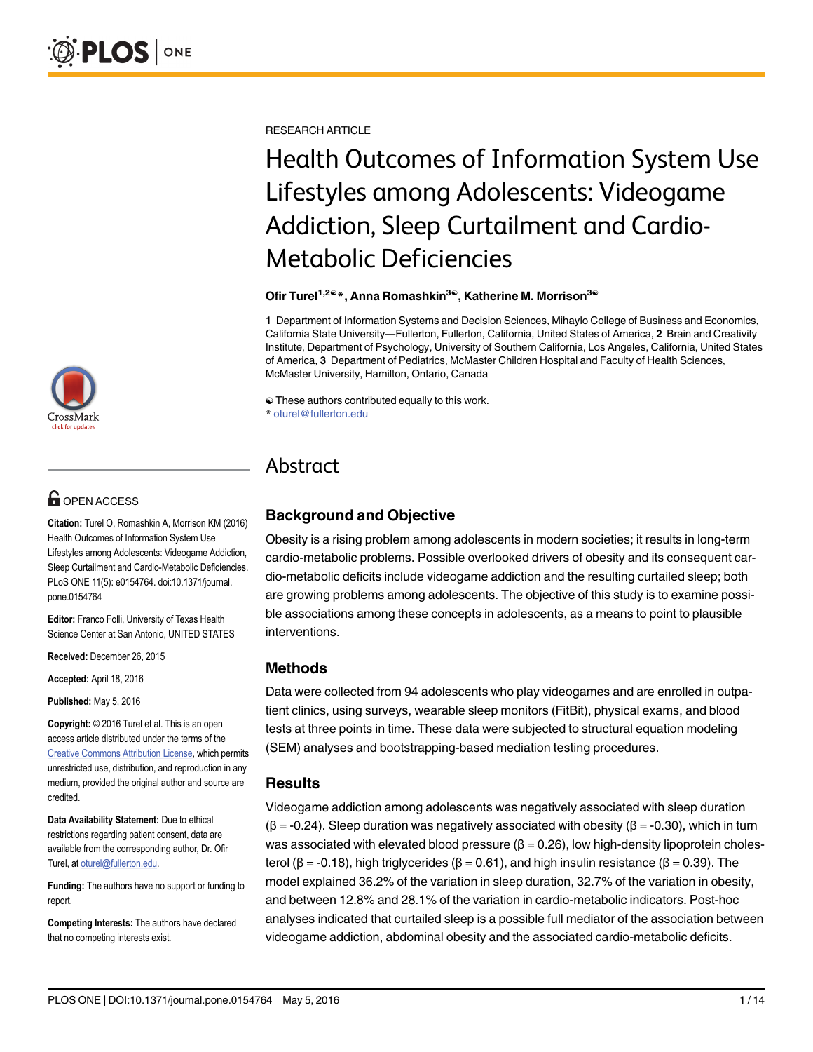RESEARCH ARTICLE

# Health Outcomes of Information System Use Lifestyles among Adolescents: Videogame Addiction, Sleep Curtailment and Cardio-Metabolic Deficiencies

**Ofir Turel[1,2]☯\*, Anna Romashkin[3]☯, Katherine M. Morrison[3]☯**

**1** Department of Information Systems and Decision Sciences, Mihaylo College of Business and Economics, California State University—Fullerton, Fullerton, California, United States of America, **2** Brain and Creativity Institute, Department of Psychology, University of Southern California, Los Angeles, California, United States of America, **3** Department of Pediatrics, McMaster Children Hospital and Faculty of Health Sciences, McMaster University, Hamilton, Ontario, Canada

☯ These authors contributed equally to this work.
\* oturel@fullerton.edu

OPEN ACCESS

**Citation:** Turel O, Romashkin A, Morrison KM (2016) Health Outcomes of Information System Use Lifestyles among Adolescents: Videogame Addiction, Sleep Curtailment and Cardio-Metabolic Deficiencies. PLoS ONE 11(5): e0154764. doi:10.1371/journal.pone.0154764

**Editor:** Franco Folli, University of Texas Health Science Center at San Antonio, UNITED STATES

**Received:** December 26, 2015

**Accepted:** April 18, 2016

**Published:** May 5, 2016

**Copyright:** © 2016 Turel et al. This is an open access article distributed under the terms of the Creative Commons Attribution License, which permits unrestricted use, distribution, and reproduction in any medium, provided the original author and source are credited.

**Data Availability Statement:** Due to ethical restrictions regarding patient consent, data are available from the corresponding author, Dr. Ofir Turel, at oturel@fullerton.edu.

**Funding:** The authors have no support or funding to report.

**Competing Interests:** The authors have declared that no competing interests exist.

## Abstract

### Background and Objective

Obesity is a rising problem among adolescents in modern societies; it results in long-term cardio-metabolic problems. Possible overlooked drivers of obesity and its consequent cardio-metabolic deficits include videogame addiction and the resulting curtailed sleep; both are growing problems among adolescents. The objective of this study is to examine possible associations among these concepts in adolescents, as a means to point to plausible interventions.

### Methods

Data were collected from 94 adolescents who play videogames and are enrolled in outpatient clinics, using surveys, wearable sleep monitors (FitBit), physical exams, and blood tests at three points in time. These data were subjected to structural equation modeling (SEM) analyses and bootstrapping-based mediation testing procedures.

### Results

Videogame addiction among adolescents was negatively associated with sleep duration ($\beta = -0.24$). Sleep duration was negatively associated with obesity ($\beta = -0.30$), which in turn was associated with elevated blood pressure ($\beta = 0.26$), low high-density lipoprotein cholesterol ($\beta = -0.18$), high triglycerides ($\beta = 0.61$), and high insulin resistance ($\beta = 0.39$). The model explained 36.2% of the variation in sleep duration, 32.7% of the variation in obesity, and between 12.8% and 28.1% of the variation in cardio-metabolic indicators. Post-hoc analyses indicated that curtailed sleep is a possible full mediator of the association between videogame addiction, abdominal obesity and the associated cardio-metabolic deficits.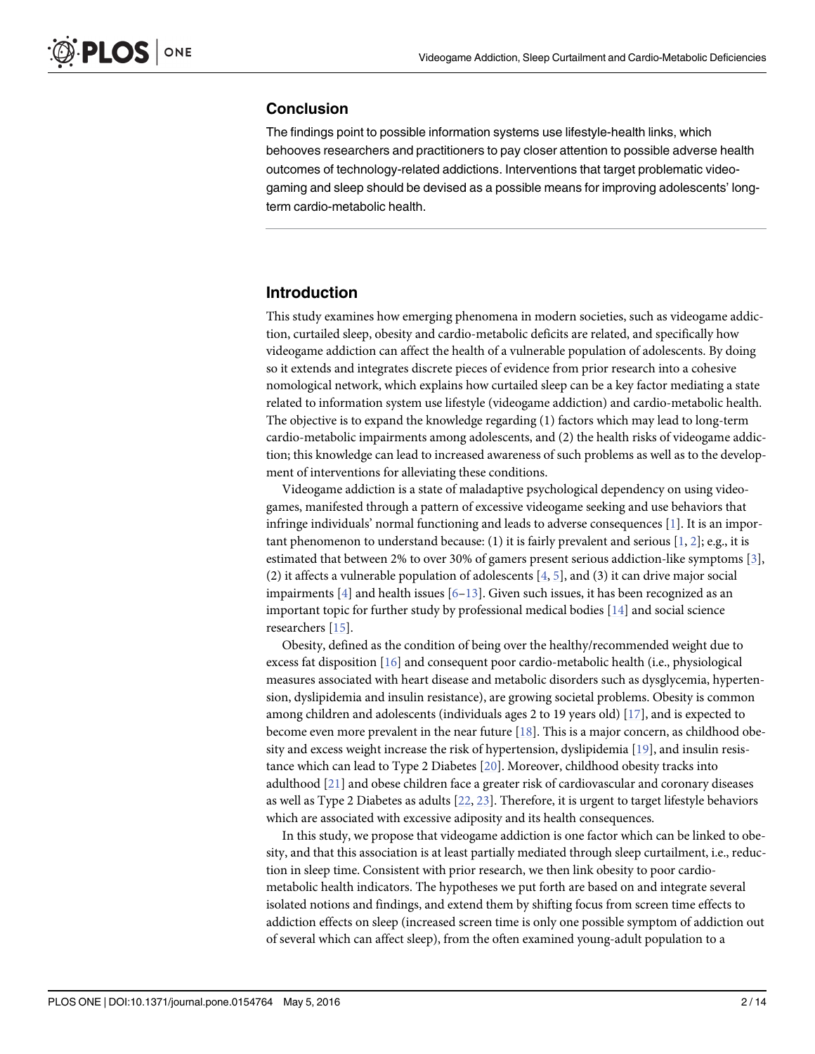## Conclusion

The findings point to possible information systems use lifestyle-health links, which behooves researchers and practitioners to pay closer attention to possible adverse health outcomes of technology-related addictions. Interventions that target problematic videogaming and sleep should be devised as a possible means for improving adolescents' long-term cardio-metabolic health.

## Introduction

This study examines how emerging phenomena in modern societies, such as videogame addiction, curtailed sleep, obesity and cardio-metabolic deficits are related, and specifically how videogame addiction can affect the health of a vulnerable population of adolescents. By doing so it extends and integrates discrete pieces of evidence from prior research into a cohesive nomological network, which explains how curtailed sleep can be a key factor mediating a state related to information system use lifestyle (videogame addiction) and cardio-metabolic health. The objective is to expand the knowledge regarding (1) factors which may lead to long-term cardio-metabolic impairments among adolescents, and (2) the health risks of videogame addiction; this knowledge can lead to increased awareness of such problems as well as to the development of interventions for alleviating these conditions.

Videogame addiction is a state of maladaptive psychological dependency on using videogames, manifested through a pattern of excessive videogame seeking and use behaviors that infringe individuals' normal functioning and leads to adverse consequences [1]. It is an important phenomenon to understand because: (1) it is fairly prevalent and serious [1, 2]; e.g., it is estimated that between 2% to over 30% of gamers present serious addiction-like symptoms [3], (2) it affects a vulnerable population of adolescents [4, 5], and (3) it can drive major social impairments [4] and health issues [6–13]. Given such issues, it has been recognized as an important topic for further study by professional medical bodies [14] and social science researchers [15].

Obesity, defined as the condition of being over the healthy/recommended weight due to excess fat disposition [16] and consequent poor cardio-metabolic health (i.e., physiological measures associated with heart disease and metabolic disorders such as dysglycemia, hypertension, dyslipidemia and insulin resistance), are growing societal problems. Obesity is common among children and adolescents (individuals ages 2 to 19 years old) [17], and is expected to become even more prevalent in the near future [18]. This is a major concern, as childhood obesity and excess weight increase the risk of hypertension, dyslipidemia [19], and insulin resistance which can lead to Type 2 Diabetes [20]. Moreover, childhood obesity tracks into adulthood [21] and obese children face a greater risk of cardiovascular and coronary diseases as well as Type 2 Diabetes as adults [22, 23]. Therefore, it is urgent to target lifestyle behaviors which are associated with excessive adiposity and its health consequences.

In this study, we propose that videogame addiction is one factor which can be linked to obesity, and that this association is at least partially mediated through sleep curtailment, i.e., reduction in sleep time. Consistent with prior research, we then link obesity to poor cardio-metabolic health indicators. The hypotheses we put forth are based on and integrate several isolated notions and findings, and extend them by shifting focus from screen time effects to addiction effects on sleep (increased screen time is only one possible symptom of addiction out of several which can affect sleep), from the often examined young-adult population to a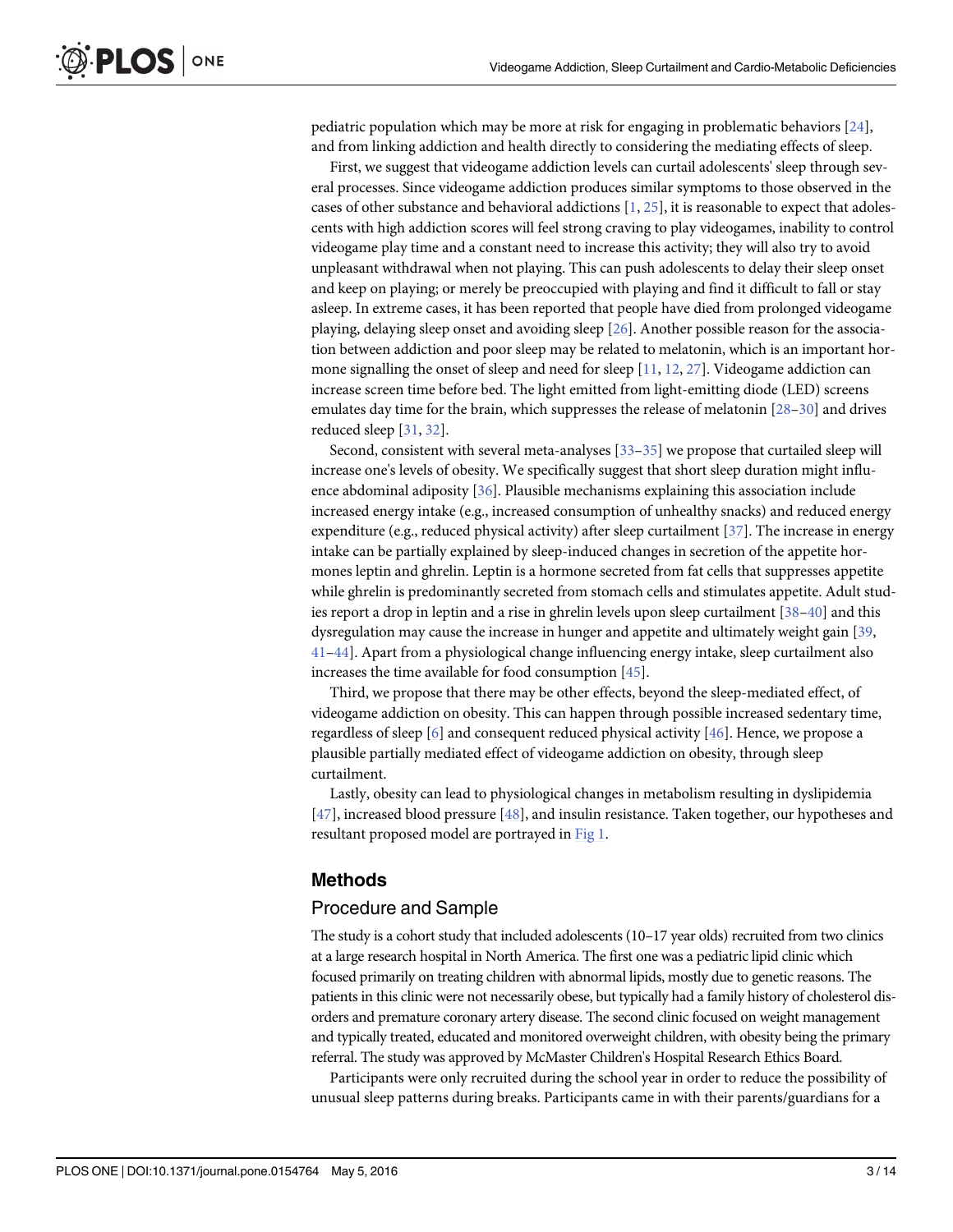pediatric population which may be more at risk for engaging in problematic behaviors [24], and from linking addiction and health directly to considering the mediating effects of sleep.

First, we suggest that videogame addiction levels can curtail adolescents' sleep through several processes. Since videogame addiction produces similar symptoms to those observed in the cases of other substance and behavioral addictions [1, 25], it is reasonable to expect that adolescents with high addiction scores will feel strong craving to play videogames, inability to control videogame play time and a constant need to increase this activity; they will also try to avoid unpleasant withdrawal when not playing. This can push adolescents to delay their sleep onset and keep on playing; or merely be preoccupied with playing and find it difficult to fall or stay asleep. In extreme cases, it has been reported that people have died from prolonged videogame playing, delaying sleep onset and avoiding sleep [26]. Another possible reason for the association between addiction and poor sleep may be related to melatonin, which is an important hormone signalling the onset of sleep and need for sleep [11, 12, 27]. Videogame addiction can increase screen time before bed. The light emitted from light-emitting diode (LED) screens emulates day time for the brain, which suppresses the release of melatonin [28–30] and drives reduced sleep [31, 32].

Second, consistent with several meta-analyses [33–35] we propose that curtailed sleep will increase one's levels of obesity. We specifically suggest that short sleep duration might influence abdominal adiposity [36]. Plausible mechanisms explaining this association include increased energy intake (e.g., increased consumption of unhealthy snacks) and reduced energy expenditure (e.g., reduced physical activity) after sleep curtailment [37]. The increase in energy intake can be partially explained by sleep-induced changes in secretion of the appetite hormones leptin and ghrelin. Leptin is a hormone secreted from fat cells that suppresses appetite while ghrelin is predominantly secreted from stomach cells and stimulates appetite. Adult studies report a drop in leptin and a rise in ghrelin levels upon sleep curtailment [38–40] and this dysregulation may cause the increase in hunger and appetite and ultimately weight gain [39, 41–44]. Apart from a physiological change influencing energy intake, sleep curtailment also increases the time available for food consumption [45].

Third, we propose that there may be other effects, beyond the sleep-mediated effect, of videogame addiction on obesity. This can happen through possible increased sedentary time, regardless of sleep [6] and consequent reduced physical activity [46]. Hence, we propose a plausible partially mediated effect of videogame addiction on obesity, through sleep curtailment.

Lastly, obesity can lead to physiological changes in metabolism resulting in dyslipidemia [47], increased blood pressure [48], and insulin resistance. Taken together, our hypotheses and resultant proposed model are portrayed in Fig 1.

## Methods

### Procedure and Sample

The study is a cohort study that included adolescents (10–17 year olds) recruited from two clinics at a large research hospital in North America. The first one was a pediatric lipid clinic which focused primarily on treating children with abnormal lipids, mostly due to genetic reasons. The patients in this clinic were not necessarily obese, but typically had a family history of cholesterol disorders and premature coronary artery disease. The second clinic focused on weight management and typically treated, educated and monitored overweight children, with obesity being the primary referral. The study was approved by McMaster Children's Hospital Research Ethics Board.

Participants were only recruited during the school year in order to reduce the possibility of unusual sleep patterns during breaks. Participants came in with their parents/guardians for a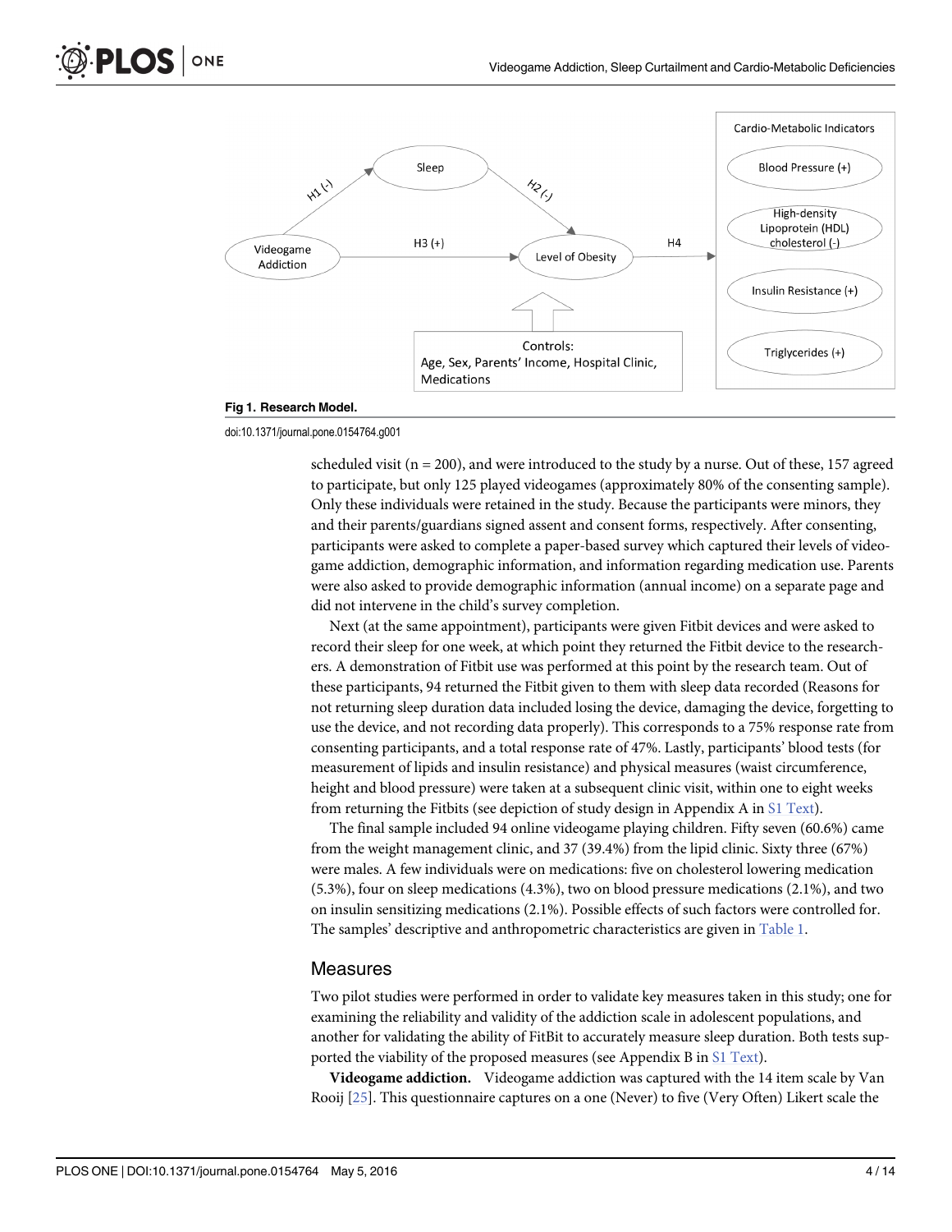Fig 1. Research Model.

doi:10.1371/journal.pone.0154764.g001

scheduled visit (n = 200), and were introduced to the study by a nurse. Out of these, 157 agreed to participate, but only 125 played videogames (approximately 80% of the consenting sample). Only these individuals were retained in the study. Because the participants were minors, they and their parents/guardians signed assent and consent forms, respectively. After consenting, participants were asked to complete a paper-based survey which captured their levels of videogame addiction, demographic information, and information regarding medication use. Parents were also asked to provide demographic information (annual income) on a separate page and did not intervene in the child's survey completion.

Next (at the same appointment), participants were given Fitbit devices and were asked to record their sleep for one week, at which point they returned the Fitbit device to the researchers. A demonstration of Fitbit use was performed at this point by the research team. Out of these participants, 94 returned the Fitbit given to them with sleep data recorded (Reasons for not returning sleep duration data included losing the device, damaging the device, forgetting to use the device, and not recording data properly). This corresponds to a 75% response rate from consenting participants, and a total response rate of 47%. Lastly, participants' blood tests (for measurement of lipids and insulin resistance) and physical measures (waist circumference, height and blood pressure) were taken at a subsequent clinic visit, within one to eight weeks from returning the Fitbits (see depiction of study design in Appendix A in S1 Text).

The final sample included 94 online videogame playing children. Fifty seven (60.6%) came from the weight management clinic, and 37 (39.4%) from the lipid clinic. Sixty three (67%) were males. A few individuals were on medications: five on cholesterol lowering medication (5.3%), four on sleep medications (4.3%), two on blood pressure medications (2.1%), and two on insulin sensitizing medications (2.1%). Possible effects of such factors were controlled for. The samples' descriptive and anthropometric characteristics are given in Table 1.

## Measures

Two pilot studies were performed in order to validate key measures taken in this study; one for examining the reliability and validity of the addiction scale in adolescent populations, and another for validating the ability of FitBit to accurately measure sleep duration. Both tests supported the viability of the proposed measures (see Appendix B in S1 Text).

**Videogame addiction.** Videogame addiction was captured with the 14 item scale by Van Rooij [25]. This questionnaire captures on a one (Never) to five (Very Often) Likert scale the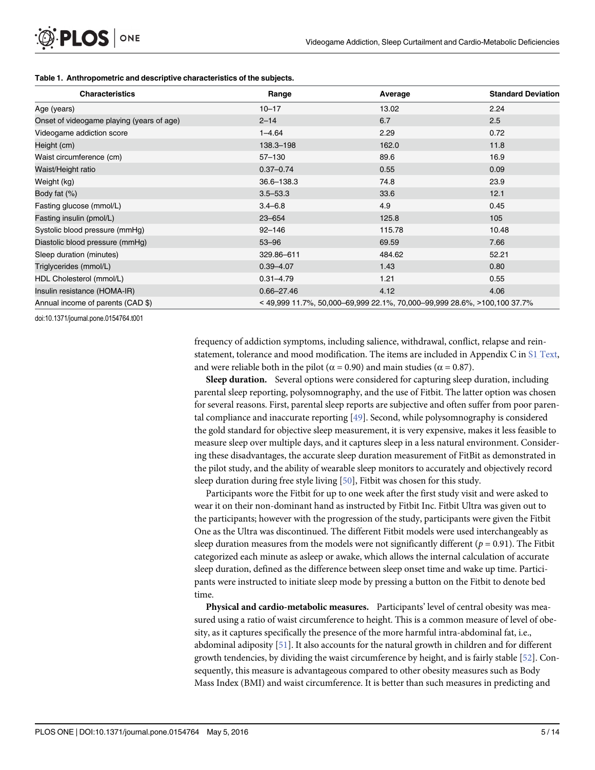**Table 1. Anthropometric and descriptive characteristics of the subjects.**

| Characteristics | Range | Average | Standard Deviation |
|---|---|---|---|
| Age (years) | 10–17 | 13.02 | 2.24 |
| Onset of videogame playing (years of age) | 2–14 | 6.7 | 2.5 |
| Videogame addiction score | 1–4.64 | 2.29 | 0.72 |
| Height (cm) | 138.3–198 | 162.0 | 11.8 |
| Waist circumference (cm) | 57–130 | 89.6 | 16.9 |
| Waist/Height ratio | 0.37–0.74 | 0.55 | 0.09 |
| Weight (kg) | 36.6–138.3 | 74.8 | 23.9 |
| Body fat (%) | 3.5–53.3 | 33.6 | 12.1 |
| Fasting glucose (mmol/L) | 3.4–6.8 | 4.9 | 0.45 |
| Fasting insulin (pmol/L) | 23–654 | 125.8 | 105 |
| Systolic blood pressure (mmHg) | 92–146 | 115.78 | 10.48 |
| Diastolic blood pressure (mmHg) | 53–96 | 69.59 | 7.66 |
| Sleep duration (minutes) | 329.86–611 | 484.62 | 52.21 |
| Triglycerides (mmol/L) | 0.39–4.07 | 1.43 | 0.80 |
| HDL Cholesterol (mmol/L) | 0.31–4.79 | 1.21 | 0.55 |
| Insulin resistance (HOMA-IR) | 0.66–27.46 | 4.12 | 4.06 |
| Annual income of parents (CAD $) | < 49,999 11.7%, 50,000–69,999 22.1%, 70,000–99,999 28.6%, >100,100 37.7% | | |

doi:10.1371/journal.pone.0154764.t001

frequency of addiction symptoms, including salience, withdrawal, conflict, relapse and reinstatement, tolerance and mood modification. The items are included in Appendix C in S1 Text, and were reliable both in the pilot ($\alpha = 0.90$) and main studies ($\alpha = 0.87$).

**Sleep duration.** Several options were considered for capturing sleep duration, including parental sleep reporting, polysomnography, and the use of Fitbit. The latter option was chosen for several reasons. First, parental sleep reports are subjective and often suffer from poor parental compliance and inaccurate reporting [49]. Second, while polysomnography is considered the gold standard for objective sleep measurement, it is very expensive, makes it less feasible to measure sleep over multiple days, and it captures sleep in a less natural environment. Considering these disadvantages, the accurate sleep duration measurement of FitBit as demonstrated in the pilot study, and the ability of wearable sleep monitors to accurately and objectively record sleep duration during free style living [50], Fitbit was chosen for this study.

Participants wore the Fitbit for up to one week after the first study visit and were asked to wear it on their non-dominant hand as instructed by Fitbit Inc. Fitbit Ultra was given out to the participants; however with the progression of the study, participants were given the Fitbit One as the Ultra was discontinued. The different Fitbit models were used interchangeably as sleep duration measures from the models were not significantly different ($p = 0.91$). The Fitbit categorized each minute as asleep or awake, which allows the internal calculation of accurate sleep duration, defined as the difference between sleep onset time and wake up time. Participants were instructed to initiate sleep mode by pressing a button on the Fitbit to denote bed time.

**Physical and cardio-metabolic measures.** Participants' level of central obesity was measured using a ratio of waist circumference to height. This is a common measure of level of obesity, as it captures specifically the presence of the more harmful intra-abdominal fat, i.e., abdominal adiposity [51]. It also accounts for the natural growth in children and for different growth tendencies, by dividing the waist circumference by height, and is fairly stable [52]. Consequently, this measure is advantageous compared to other obesity measures such as Body Mass Index (BMI) and waist circumference. It is better than such measures in predicting and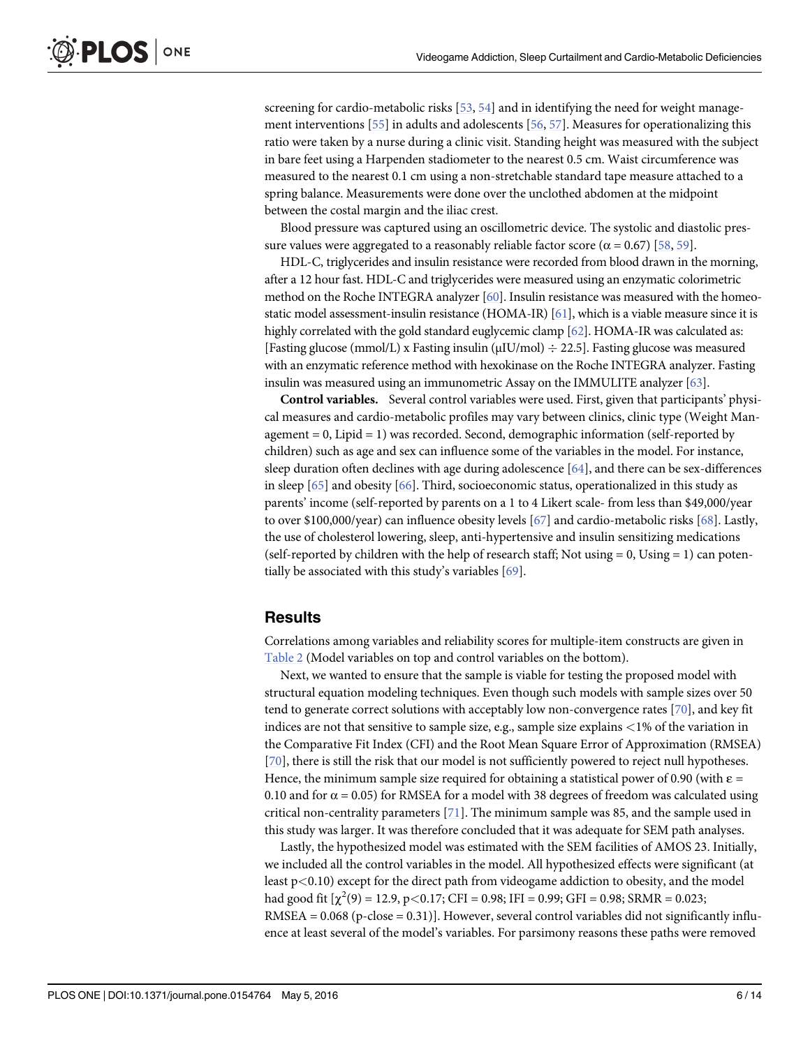screening for cardio-metabolic risks [53, 54] and in identifying the need for weight management interventions [55] in adults and adolescents [56, 57]. Measures for operationalizing this ratio were taken by a nurse during a clinic visit. Standing height was measured with the subject in bare feet using a Harpenden stadiometer to the nearest 0.5 cm. Waist circumference was measured to the nearest 0.1 cm using a non-stretchable standard tape measure attached to a spring balance. Measurements were done over the unclothed abdomen at the midpoint between the costal margin and the iliac crest.

Blood pressure was captured using an oscillometric device. The systolic and diastolic pressure values were aggregated to a reasonably reliable factor score ($\alpha = 0.67$) [58, 59].

HDL-C, triglycerides and insulin resistance were recorded from blood drawn in the morning, after a 12 hour fast. HDL-C and triglycerides were measured using an enzymatic colorimetric method on the Roche INTEGRA analyzer [60]. Insulin resistance was measured with the homeostatic model assessment-insulin resistance (HOMA-IR) [61], which is a viable measure since it is highly correlated with the gold standard euglycemic clamp [62]. HOMA-IR was calculated as: [Fasting glucose (mmol/L) x Fasting insulin (μIU/mol) ÷ 22.5]. Fasting glucose was measured with an enzymatic reference method with hexokinase on the Roche INTEGRA analyzer. Fasting insulin was measured using an immunometric Assay on the IMMULITE analyzer [63].

**Control variables.** Several control variables were used. First, given that participants' physical measures and cardio-metabolic profiles may vary between clinics, clinic type (Weight Management = 0, Lipid = 1) was recorded. Second, demographic information (self-reported by children) such as age and sex can influence some of the variables in the model. For instance, sleep duration often declines with age during adolescence [64], and there can be sex-differences in sleep [65] and obesity [66]. Third, socioeconomic status, operationalized in this study as parents' income (self-reported by parents on a 1 to 4 Likert scale- from less than \$49,000/year to over \$100,000/year) can influence obesity levels [67] and cardio-metabolic risks [68]. Lastly, the use of cholesterol lowering, sleep, anti-hypertensive and insulin sensitizing medications (self-reported by children with the help of research staff; Not using = 0, Using = 1) can potentially be associated with this study's variables [69].

## Results

Correlations among variables and reliability scores for multiple-item constructs are given in Table 2 (Model variables on top and control variables on the bottom).

Next, we wanted to ensure that the sample is viable for testing the proposed model with structural equation modeling techniques. Even though such models with sample sizes over 50 tend to generate correct solutions with acceptably low non-convergence rates [70], and key fit indices are not that sensitive to sample size, e.g., sample size explains <1% of the variation in the Comparative Fit Index (CFI) and the Root Mean Square Error of Approximation (RMSEA) [70], there is still the risk that our model is not sufficiently powered to reject null hypotheses. Hence, the minimum sample size required for obtaining a statistical power of 0.90 (with $\varepsilon = 0.10$ and for $\alpha = 0.05$) for RMSEA for a model with 38 degrees of freedom was calculated using critical non-centrality parameters [71]. The minimum sample was 85, and the sample used in this study was larger. It was therefore concluded that it was adequate for SEM path analyses.

Lastly, the hypothesized model was estimated with the SEM facilities of AMOS 23. Initially, we included all the control variables in the model. All hypothesized effects were significant (at least $p<0.10$) except for the direct path from videogame addiction to obesity, and the model had good fit [$\chi^2(9) = 12.9$, $p<0.17$; CFI = 0.98; IFI = 0.99; GFI = 0.98; SRMR = 0.023; RMSEA = 0.068 (p-close = 0.31)]. However, several control variables did not significantly influence at least several of the model's variables. For parsimony reasons these paths were removed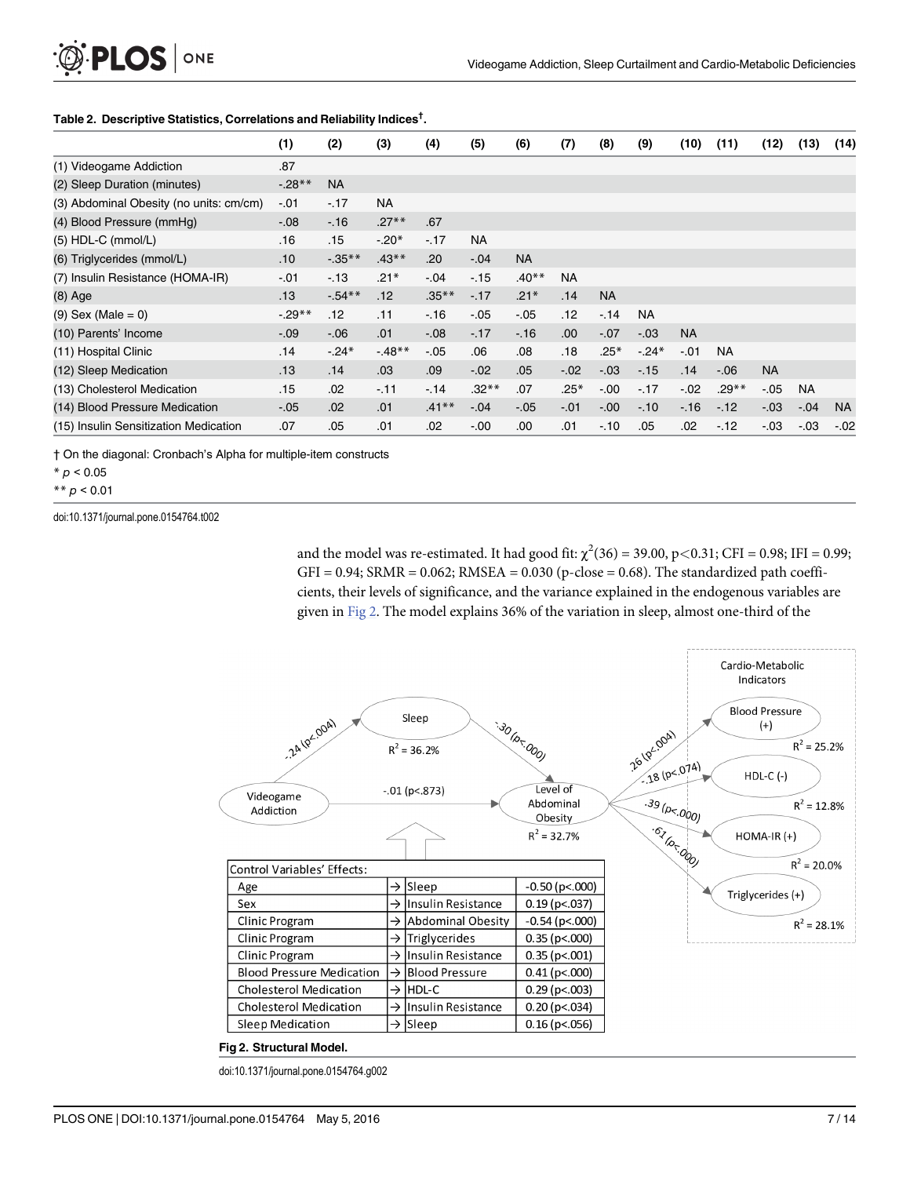**Table 2. Descriptive Statistics, Correlations and Reliability Indices†.**

| | (1) | (2) | (3) | (4) | (5) | (6) | (7) | (8) | (9) | (10) | (11) | (12) | (13) | (14) |
|---|---|---|---|---|---|---|---|---|---|---|---|---|---|---|
| (1) Videogame Addiction | .87 | | | | | | | | | | | | | |
| (2) Sleep Duration (minutes) | -.28** | NA | | | | | | | | | | | | |
| (3) Abdominal Obesity (no units: cm/cm) | -.01 | -.17 | NA | | | | | | | | | | | |
| (4) Blood Pressure (mmHg) | -.08 | -.16 | .27** | .67 | | | | | | | | | | |
| (5) HDL-C (mmol/L) | .16 | .15 | -.20* | -.17 | NA | | | | | | | | | |
| (6) Triglycerides (mmol/L) | .10 | -.35** | .43** | .20 | -.04 | NA | | | | | | | | |
| (7) Insulin Resistance (HOMA-IR) | -.01 | -.13 | .21* | -.04 | -.15 | .40** | NA | | | | | | | |
| (8) Age | .13 | -.54** | .12 | .35** | -.17 | .21* | .14 | NA | | | | | | |
| (9) Sex (Male = 0) | -.29** | .12 | .11 | -.16 | -.05 | -.05 | .12 | -.14 | NA | | | | | |
| (10) Parents' Income | -.09 | -.06 | .01 | -.08 | -.17 | -.16 | .00 | -.07 | -.03 | NA | | | | |
| (11) Hospital Clinic | .14 | -.24* | -.48** | -.05 | .06 | .08 | .18 | .25* | -.24* | -.01 | NA | | | |
| (12) Sleep Medication | .13 | .14 | .03 | .09 | -.02 | .05 | -.02 | -.03 | -.15 | .14 | -.06 | NA | | |
| (13) Cholesterol Medication | .15 | .02 | -.11 | -.14 | .32** | .07 | .25* | -.00 | -.17 | -.02 | .29** | -.05 | NA | |
| (14) Blood Pressure Medication | -.05 | .02 | .01 | .41** | -.04 | -.05 | -.01 | -.00 | -.10 | -.16 | -.12 | -.03 | -.04 | NA |
| (15) Insulin Sensitization Medication | .07 | .05 | .01 | .02 | -.00 | .00 | .01 | -.10 | .05 | .02 | -.12 | -.03 | -.03 | -.02 |

† On the diagonal: Cronbach's Alpha for multiple-item constructs

\* $p < 0.05$

\*\* $p < 0.01$

doi:10.1371/journal.pone.0154764.t002

and the model was re-estimated. It had good fit: $\chi^2(36) = 39.00$, $p<0.31$; CFI = 0.98; IFI = 0.99; GFI = 0.94; SRMR = 0.062; RMSEA = 0.030 (p-close = 0.68). The standardized path coefficients, their levels of significance, and the variance explained in the endogenous variables are given in Fig 2. The model explains 36% of the variation in sleep, almost one-third of the

| Control Variables' Effects: | | | |
|---|---|---|---|
| Age | → | Sleep | -0.50 (p<.000) |
| Sex | → | Insulin Resistance | 0.19 (p<.037) |
| Clinic Program | → | Abdominal Obesity | -0.54 (p<.000) |
| Clinic Program | → | Triglycerides | 0.35 (p<.000) |
| Clinic Program | → | Insulin Resistance | 0.35 (p<.001) |
| Blood Pressure Medication | → | Blood Pressure | 0.41 (p<.000) |
| Cholesterol Medication | → | HDL-C | 0.29 (p<.003) |
| Cholesterol Medication | → | Insulin Resistance | 0.20 (p<.034) |
| Sleep Medication | → | Sleep | 0.16 (p<.056) |

**Fig 2. Structural Model.**

doi:10.1371/journal.pone.0154764.g002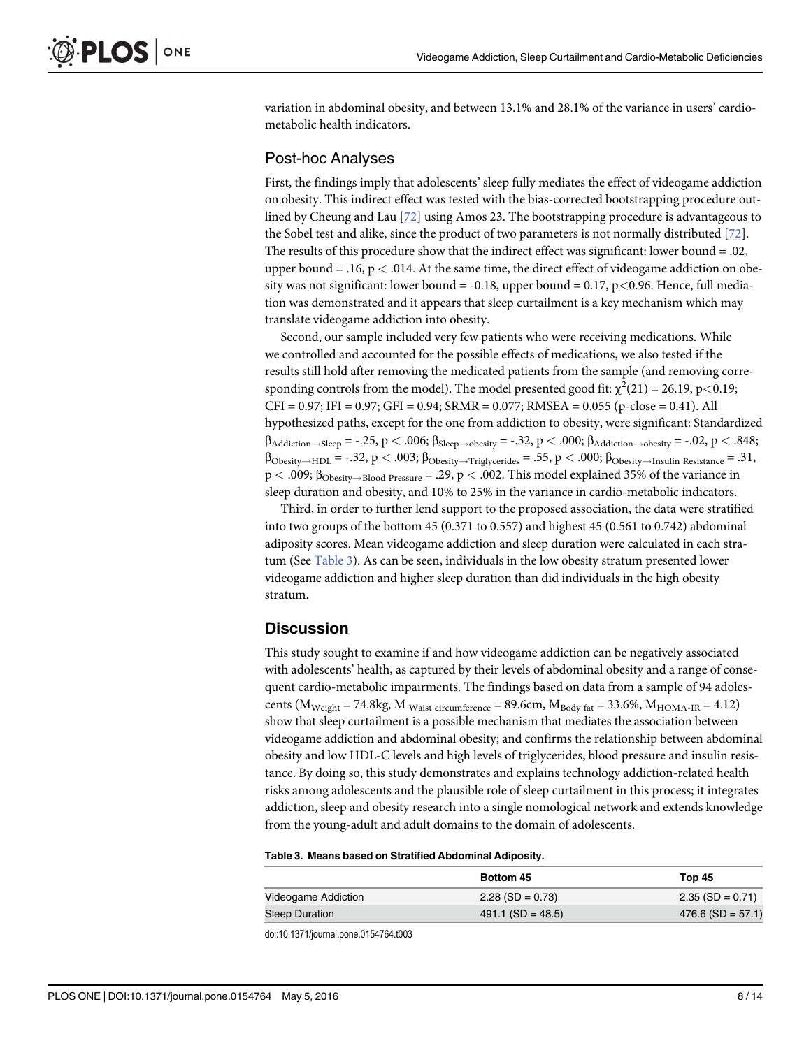variation in abdominal obesity, and between 13.1% and 28.1% of the variance in users' cardio-metabolic health indicators.

## Post-hoc Analyses

First, the findings imply that adolescents' sleep fully mediates the effect of videogame addiction on obesity. This indirect effect was tested with the bias-corrected bootstrapping procedure outlined by Cheung and Lau [72] using Amos 23. The bootstrapping procedure is advantageous to the Sobel test and alike, since the product of two parameters is not normally distributed [72]. The results of this procedure show that the indirect effect was significant: lower bound = .02, upper bound = .16, $p < .014$. At the same time, the direct effect of videogame addiction on obesity was not significant: lower bound = -0.18, upper bound = 0.17, $p<0.96$. Hence, full mediation was demonstrated and it appears that sleep curtailment is a key mechanism which may translate videogame addiction into obesity.

Second, our sample included very few patients who were receiving medications. While we controlled and accounted for the possible effects of medications, we also tested if the results still hold after removing the medicated patients from the sample (and removing corresponding controls from the model). The model presented good fit: $\chi^2(21) = 26.19$, $p<0.19$; CFI = 0.97; IFI = 0.97; GFI = 0.94; SRMR = 0.077; RMSEA = 0.055 (p-close = 0.41). All hypothesized paths, except for the one from addiction to obesity, were significant: Standardized $\beta_{Addiction \rightarrow Sleep} = -.25$, $p < .006$; $\beta_{Sleep \rightarrow obesity} = -.32$, $p < .000$; $\beta_{Addiction \rightarrow obesity} = -.02$, $p < .848$; $\beta_{Obesity \rightarrow HDL} = -.32$, $p < .003$; $\beta_{Obesity \rightarrow Triglycerides} = .55$, $p < .000$; $\beta_{Obesity \rightarrow Insulin\ Resistance} = .31$, $p < .009$; $\beta_{Obesity \rightarrow Blood\ Pressure} = .29$, $p < .002$. This model explained 35% of the variance in sleep duration and obesity, and 10% to 25% in the variance in cardio-metabolic indicators.

Third, in order to further lend support to the proposed association, the data were stratified into two groups of the bottom 45 (0.371 to 0.557) and highest 45 (0.561 to 0.742) abdominal adiposity scores. Mean videogame addiction and sleep duration were calculated in each stratum (See Table 3). As can be seen, individuals in the low obesity stratum presented lower videogame addiction and higher sleep duration than did individuals in the high obesity stratum.

# Discussion

This study sought to examine if and how videogame addiction can be negatively associated with adolescents' health, as captured by their levels of abdominal obesity and a range of consequent cardio-metabolic impairments. The findings based on data from a sample of 94 adolescents ($M_{Weight} = 74.8$kg, $M_{Waist\ circumference} = 89.6$cm, $M_{Body\ fat} = 33.6\%$, $M_{HOMA\text{-}IR} = 4.12$) show that sleep curtailment is a possible mechanism that mediates the association between videogame addiction and abdominal obesity; and confirms the relationship between abdominal obesity and low HDL-C levels and high levels of triglycerides, blood pressure and insulin resistance. By doing so, this study demonstrates and explains technology addiction-related health risks among adolescents and the plausible role of sleep curtailment in this process; it integrates addiction, sleep and obesity research into a single nomological network and extends knowledge from the young-adult and adult domains to the domain of adolescents.

**Table 3. Means based on Stratified Abdominal Adiposity.**

| | Bottom 45 | Top 45 |
|---|---|---|
| Videogame Addiction | 2.28 (SD = 0.73) | 2.35 (SD = 0.71) |
| Sleep Duration | 491.1 (SD = 48.5) | 476.6 (SD = 57.1) |

doi:10.1371/journal.pone.0154764.t003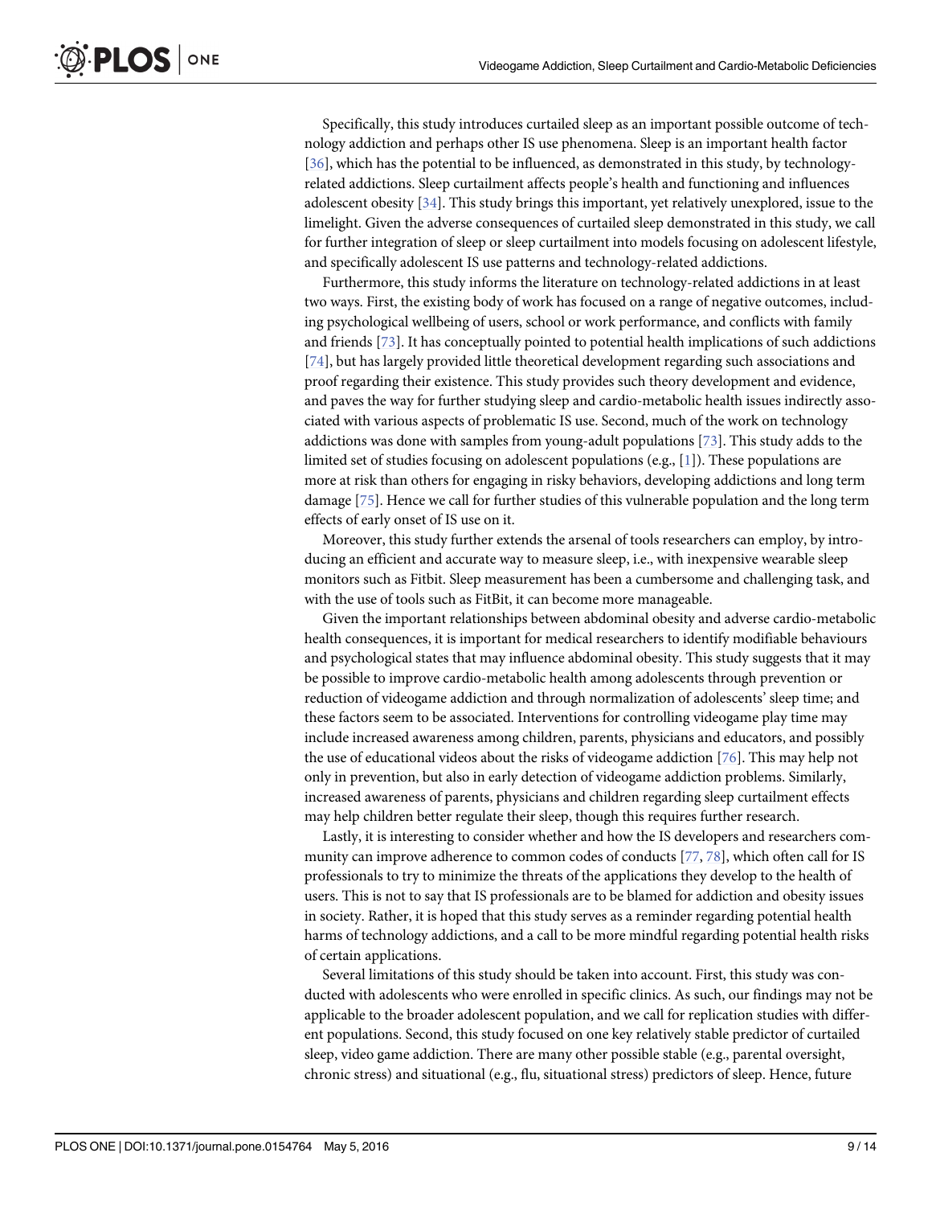Specifically, this study introduces curtailed sleep as an important possible outcome of technology addiction and perhaps other IS use phenomena. Sleep is an important health factor [36], which has the potential to be influenced, as demonstrated in this study, by technology-related addictions. Sleep curtailment affects people's health and functioning and influences adolescent obesity [34]. This study brings this important, yet relatively unexplored, issue to the limelight. Given the adverse consequences of curtailed sleep demonstrated in this study, we call for further integration of sleep or sleep curtailment into models focusing on adolescent lifestyle, and specifically adolescent IS use patterns and technology-related addictions.

Furthermore, this study informs the literature on technology-related addictions in at least two ways. First, the existing body of work has focused on a range of negative outcomes, including psychological wellbeing of users, school or work performance, and conflicts with family and friends [73]. It has conceptually pointed to potential health implications of such addictions [74], but has largely provided little theoretical development regarding such associations and proof regarding their existence. This study provides such theory development and evidence, and paves the way for further studying sleep and cardio-metabolic health issues indirectly associated with various aspects of problematic IS use. Second, much of the work on technology addictions was done with samples from young-adult populations [73]. This study adds to the limited set of studies focusing on adolescent populations (e.g., [1]). These populations are more at risk than others for engaging in risky behaviors, developing addictions and long term damage [75]. Hence we call for further studies of this vulnerable population and the long term effects of early onset of IS use on it.

Moreover, this study further extends the arsenal of tools researchers can employ, by introducing an efficient and accurate way to measure sleep, i.e., with inexpensive wearable sleep monitors such as Fitbit. Sleep measurement has been a cumbersome and challenging task, and with the use of tools such as FitBit, it can become more manageable.

Given the important relationships between abdominal obesity and adverse cardio-metabolic health consequences, it is important for medical researchers to identify modifiable behaviours and psychological states that may influence abdominal obesity. This study suggests that it may be possible to improve cardio-metabolic health among adolescents through prevention or reduction of videogame addiction and through normalization of adolescents' sleep time; and these factors seem to be associated. Interventions for controlling videogame play time may include increased awareness among children, parents, physicians and educators, and possibly the use of educational videos about the risks of videogame addiction [76]. This may help not only in prevention, but also in early detection of videogame addiction problems. Similarly, increased awareness of parents, physicians and children regarding sleep curtailment effects may help children better regulate their sleep, though this requires further research.

Lastly, it is interesting to consider whether and how the IS developers and researchers community can improve adherence to common codes of conducts [77, 78], which often call for IS professionals to try to minimize the threats of the applications they develop to the health of users. This is not to say that IS professionals are to be blamed for addiction and obesity issues in society. Rather, it is hoped that this study serves as a reminder regarding potential health harms of technology addictions, and a call to be more mindful regarding potential health risks of certain applications.

Several limitations of this study should be taken into account. First, this study was conducted with adolescents who were enrolled in specific clinics. As such, our findings may not be applicable to the broader adolescent population, and we call for replication studies with different populations. Second, this study focused on one key relatively stable predictor of curtailed sleep, video game addiction. There are many other possible stable (e.g., parental oversight, chronic stress) and situational (e.g., flu, situational stress) predictors of sleep. Hence, future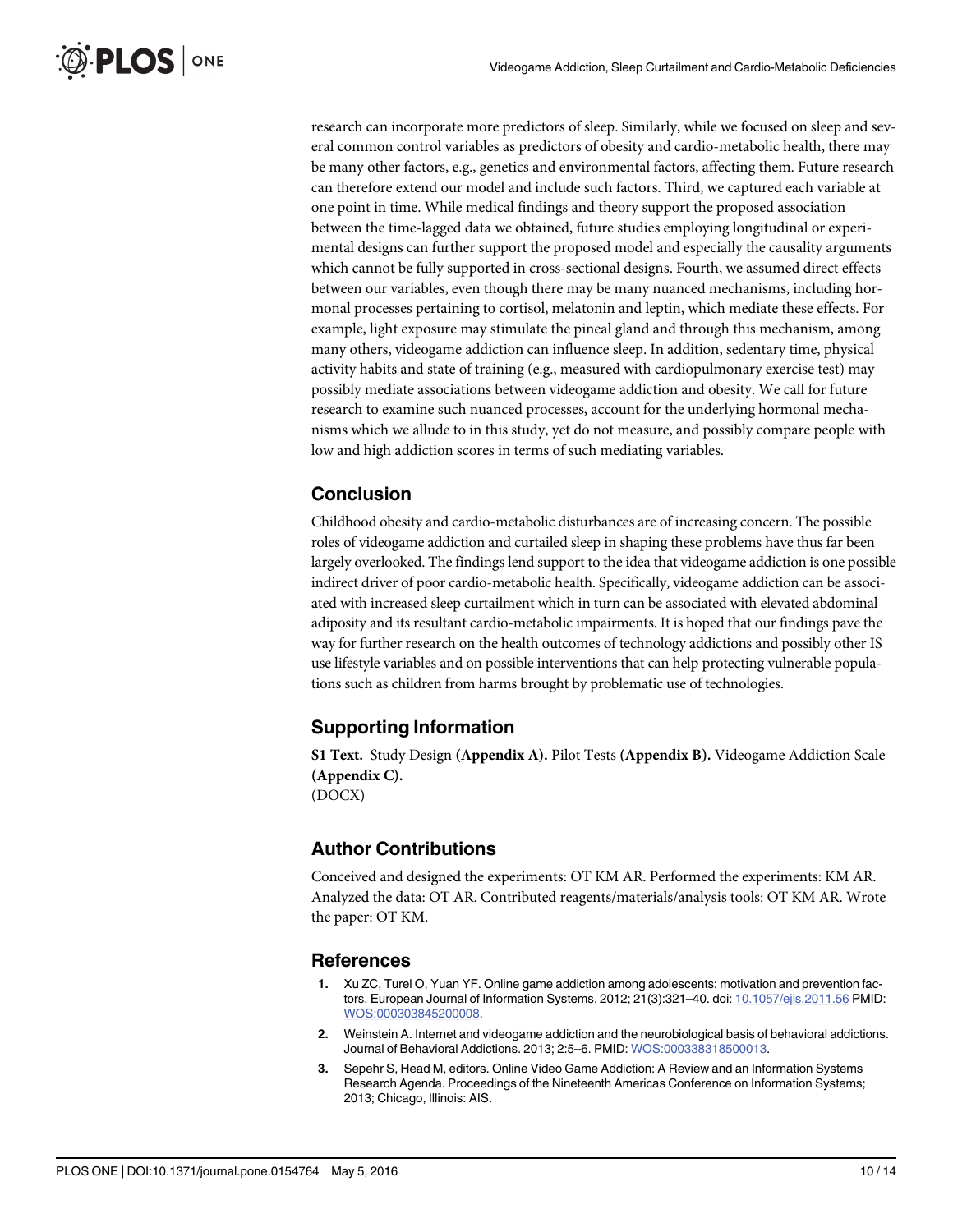research can incorporate more predictors of sleep. Similarly, while we focused on sleep and several common control variables as predictors of obesity and cardio-metabolic health, there may be many other factors, e.g., genetics and environmental factors, affecting them. Future research can therefore extend our model and include such factors. Third, we captured each variable at one point in time. While medical findings and theory support the proposed association between the time-lagged data we obtained, future studies employing longitudinal or experimental designs can further support the proposed model and especially the causality arguments which cannot be fully supported in cross-sectional designs. Fourth, we assumed direct effects between our variables, even though there may be many nuanced mechanisms, including hormonal processes pertaining to cortisol, melatonin and leptin, which mediate these effects. For example, light exposure may stimulate the pineal gland and through this mechanism, among many others, videogame addiction can influence sleep. In addition, sedentary time, physical activity habits and state of training (e.g., measured with cardiopulmonary exercise test) may possibly mediate associations between videogame addiction and obesity. We call for future research to examine such nuanced processes, account for the underlying hormonal mechanisms which we allude to in this study, yet do not measure, and possibly compare people with low and high addiction scores in terms of such mediating variables.

## Conclusion

Childhood obesity and cardio-metabolic disturbances are of increasing concern. The possible roles of videogame addiction and curtailed sleep in shaping these problems have thus far been largely overlooked. The findings lend support to the idea that videogame addiction is one possible indirect driver of poor cardio-metabolic health. Specifically, videogame addiction can be associated with increased sleep curtailment which in turn can be associated with elevated abdominal adiposity and its resultant cardio-metabolic impairments. It is hoped that our findings pave the way for further research on the health outcomes of technology addictions and possibly other IS use lifestyle variables and on possible interventions that can help protecting vulnerable populations such as children from harms brought by problematic use of technologies.

## Supporting Information

**S1 Text.** Study Design **(Appendix A).** Pilot Tests **(Appendix B).** Videogame Addiction Scale **(Appendix C).**
(DOCX)

## Author Contributions

Conceived and designed the experiments: OT KM AR. Performed the experiments: KM AR. Analyzed the data: OT AR. Contributed reagents/materials/analysis tools: OT KM AR. Wrote the paper: OT KM.

## References

1. Xu ZC, Turel O, Yuan YF. Online game addiction among adolescents: motivation and prevention factors. European Journal of Information Systems. 2012; 21(3):321–40. doi: 10.1057/ejis.2011.56 PMID: WOS:000303845200008.
2. Weinstein A. Internet and videogame addiction and the neurobiological basis of behavioral addictions. Journal of Behavioral Addictions. 2013; 2:5–6. PMID: WOS:000338318500013.
3. Sepehr S, Head M, editors. Online Video Game Addiction: A Review and an Information Systems Research Agenda. Proceedings of the Nineteenth Americas Conference on Information Systems; 2013; Chicago, Illinois: AIS.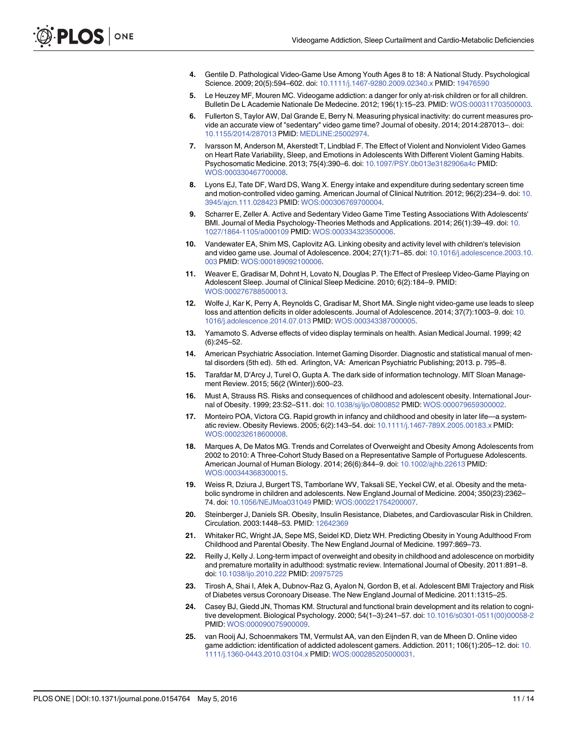4. Gentile D. Pathological Video-Game Use Among Youth Ages 8 to 18: A National Study. Psychological Science. 2009; 20(5):594–602. doi: 10.1111/j.1467-9280.2009.02340.x PMID: 19476590
5. Le Heuzey MF, Mouren MC. Videogame addiction: a danger for only at-risk children or for all children. Bulletin De L Academie Nationale De Medecine. 2012; 196(1):15–23. PMID: WOS:000311703500003.
6. Fullerton S, Taylor AW, Dal Grande E, Berry N. Measuring physical inactivity: do current measures provide an accurate view of "sedentary" video game time? Journal of obesity. 2014; 2014:287013–. doi: 10.1155/2014/287013 PMID: MEDLINE:25002974.
7. Ivarsson M, Anderson M, Akerstedt T, Lindblad F. The Effect of Violent and Nonviolent Video Games on Heart Rate Variability, Sleep, and Emotions in Adolescents With Different Violent Gaming Habits. Psychosomatic Medicine. 2013; 75(4):390–6. doi: 10.1097/PSY.0b013e3182906a4c PMID: WOS:000330467700008.
8. Lyons EJ, Tate DF, Ward DS, Wang X. Energy intake and expenditure during sedentary screen time and motion-controlled video gaming. American Journal of Clinical Nutrition. 2012; 96(2):234–9. doi: 10.3945/ajcn.111.028423 PMID: WOS:000306769700004.
9. Scharrer E, Zeller A. Active and Sedentary Video Game Time Testing Associations With Adolescents' BMI. Journal of Media Psychology-Theories Methods and Applications. 2014; 26(1):39–49. doi: 10.1027/1864-1105/a000109 PMID: WOS:000334323500006.
10. Vandewater EA, Shim MS, Caplovitz AG. Linking obesity and activity level with children's television and video game use. Journal of Adolescence. 2004; 27(1):71–85. doi: 10.1016/j.adolescence.2003.10.003 PMID: WOS:000189092100006.
11. Weaver E, Gradisar M, Dohnt H, Lovato N, Douglas P. The Effect of Presleep Video-Game Playing on Adolescent Sleep. Journal of Clinical Sleep Medicine. 2010; 6(2):184–9. PMID: WOS:000276788500013.
12. Wolfe J, Kar K, Perry A, Reynolds C, Gradisar M, Short MA. Single night video-game use leads to sleep loss and attention deficits in older adolescents. Journal of Adolescence. 2014; 37(7):1003–9. doi: 10.1016/j.adolescence.2014.07.013 PMID: WOS:000343387000005.
13. Yamamoto S. Adverse effects of video display terminals on health. Asian Medical Journal. 1999; 42 (6):245–52.
14. American Psychiatric Association. Internet Gaming Disorder. Diagnostic and statistical manual of mental disorders (5th ed). 5th ed. Arlington, VA: American Psychiatric Publishing; 2013. p. 795–8.
15. Tarafdar M, D'Arcy J, Turel O, Gupta A. The dark side of information technology. MIT Sloan Management Review. 2015; 56(2 (Winter)):600–23.
16. Must A, Strauss RS. Risks and consequences of childhood and adolescent obesity. International Journal of Obesity. 1999; 23:S2–S11. doi: 10.1038/sj/ijo/0800852 PMID: WOS:000079659300002.
17. Monteiro POA, Victora CG. Rapid growth in infancy and childhood and obesity in later life—a systematic review. Obesity Reviews. 2005; 6(2):143–54. doi: 10.1111/j.1467-789X.2005.00183.x PMID: WOS:000232618600008.
18. Marques A, De Matos MG. Trends and Correlates of Overweight and Obesity Among Adolescents from 2002 to 2010: A Three-Cohort Study Based on a Representative Sample of Portuguese Adolescents. American Journal of Human Biology. 2014; 26(6):844–9. doi: 10.1002/ajhb.22613 PMID: WOS:000344368300015.
19. Weiss R, Dziura J, Burgert TS, Tamborlane WV, Taksali SE, Yeckel CW, et al. Obesity and the metabolic syndrome in children and adolescents. New England Journal of Medicine. 2004; 350(23):2362–74. doi: 10.1056/NEJMoa031049 PMID: WOS:000221754200007.
20. Steinberger J, Daniels SR. Obesity, Insulin Resistance, Diabetes, and Cardiovascular Risk in Children. Circulation. 2003:1448–53. PMID: 12642369
21. Whitaker RC, Wright JA, Sepe MS, Seidel KD, Dietz WH. Predicting Obesity in Young Adulthood From Childhood and Parental Obesity. The New England Journal of Medicine. 1997:869–73.
22. Reilly J, Kelly J. Long-term impact of overweight and obesity in childhood and adolescence on morbidity and premature mortality in adulthood: systmatic review. International Journal of Obesity. 2011:891–8. doi: 10.1038/ijo.2010.222 PMID: 20975725
23. Tirosh A, Shai I, Afek A, Dubnov-Raz G, Ayalon N, Gordon B, et al. Adolescent BMI Trajectory and Risk of Diabetes versus Coronoary Disease. The New England Journal of Medicine. 2011:1315–25.
24. Casey BJ, Giedd JN, Thomas KM. Structural and functional brain development and its relation to cognitive development. Biological Psychology. 2000; 54(1–3):241–57. doi: 10.1016/s0301-0511(00)00058-2 PMID: WOS:000090075900009.
25. van Rooij AJ, Schoenmakers TM, Vermulst AA, van den Eijnden R, van de Mheen D. Online video game addiction: identification of addicted adolescent gamers. Addiction. 2011; 106(1):205–12. doi: 10.1111/j.1360-0443.2010.03104.x PMID: WOS:000285205000031.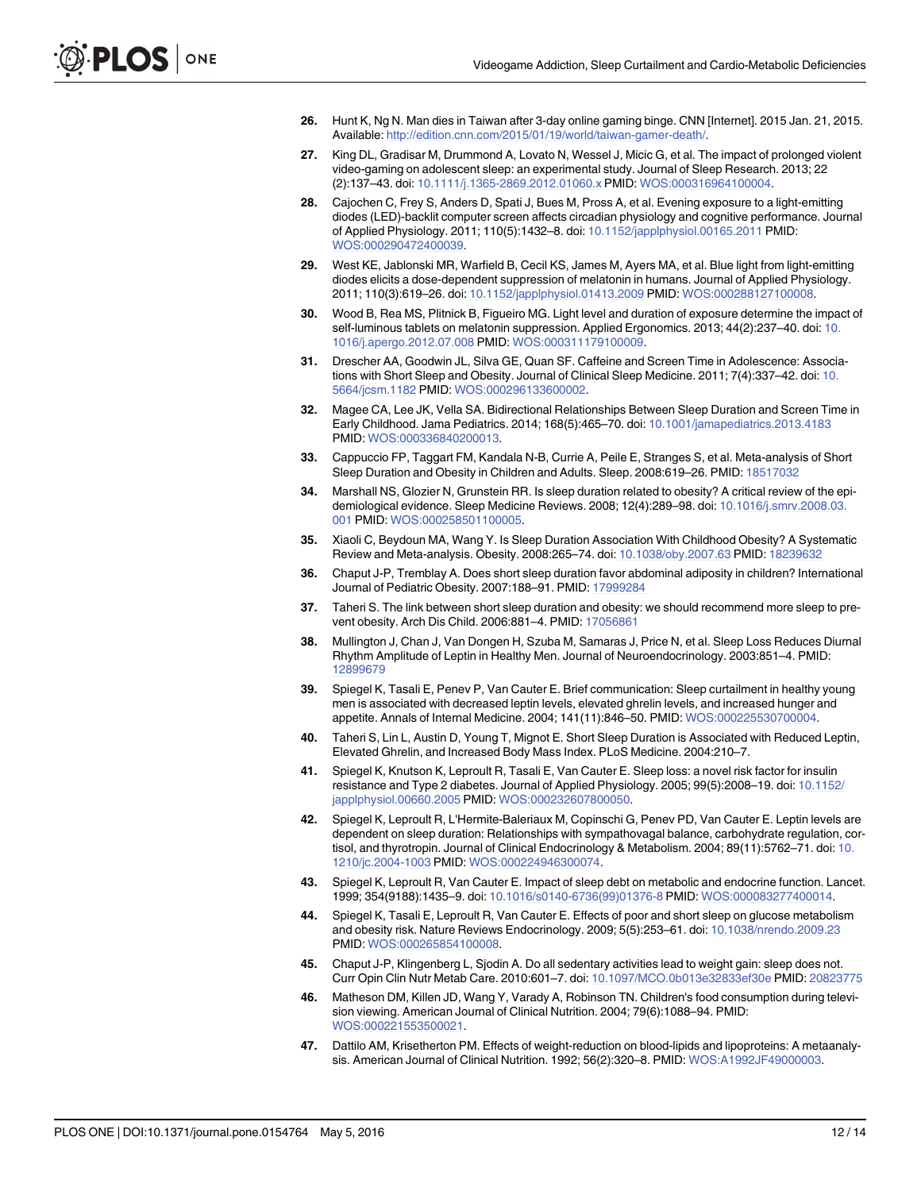26. Hunt K, Ng N. Man dies in Taiwan after 3-day online gaming binge. CNN [Internet]. 2015 Jan. 21, 2015. Available: http://edition.cnn.com/2015/01/19/world/taiwan-gamer-death/.
27. King DL, Gradisar M, Drummond A, Lovato N, Wessel J, Micic G, et al. The impact of prolonged violent video-gaming on adolescent sleep: an experimental study. Journal of Sleep Research. 2013; 22 (2):137–43. doi: 10.1111/j.1365-2869.2012.01060.x PMID: WOS:000316964100004.
28. Cajochen C, Frey S, Anders D, Spati J, Bues M, Pross A, et al. Evening exposure to a light-emitting diodes (LED)-backlit computer screen affects circadian physiology and cognitive performance. Journal of Applied Physiology. 2011; 110(5):1432–8. doi: 10.1152/japplphysiol.00165.2011 PMID: WOS:000290472400039.
29. West KE, Jablonski MR, Warfield B, Cecil KS, James M, Ayers MA, et al. Blue light from light-emitting diodes elicits a dose-dependent suppression of melatonin in humans. Journal of Applied Physiology. 2011; 110(3):619–26. doi: 10.1152/japplphysiol.01413.2009 PMID: WOS:000288127100008.
30. Wood B, Rea MS, Plitnick B, Figueiro MG. Light level and duration of exposure determine the impact of self-luminous tablets on melatonin suppression. Applied Ergonomics. 2013; 44(2):237–40. doi: 10.1016/j.apergo.2012.07.008 PMID: WOS:000311179100009.
31. Drescher AA, Goodwin JL, Silva GE, Quan SF. Caffeine and Screen Time in Adolescence: Associations with Short Sleep and Obesity. Journal of Clinical Sleep Medicine. 2011; 7(4):337–42. doi: 10.5664/jcsm.1182 PMID: WOS:000296133600002.
32. Magee CA, Lee JK, Vella SA. Bidirectional Relationships Between Sleep Duration and Screen Time in Early Childhood. Jama Pediatrics. 2014; 168(5):465–70. doi: 10.1001/jamapediatrics.2013.4183 PMID: WOS:000336840200013.
33. Cappuccio FP, Taggart FM, Kandala N-B, Currie A, Peile E, Stranges S, et al. Meta-analysis of Short Sleep Duration and Obesity in Children and Adults. Sleep. 2008:619–26. PMID: 18517032
34. Marshall NS, Glozier N, Grunstein RR. Is sleep duration related to obesity? A critical review of the epidemiological evidence. Sleep Medicine Reviews. 2008; 12(4):289–98. doi: 10.1016/j.smrv.2008.03.001 PMID: WOS:000258501100005.
35. Xiaoli C, Beydoun MA, Wang Y. Is Sleep Duration Association With Childhood Obesity? A Systematic Review and Meta-analysis. Obesity. 2008:265–74. doi: 10.1038/oby.2007.63 PMID: 18239632
36. Chaput J-P, Tremblay A. Does short sleep duration favor abdominal adiposity in children? International Journal of Pediatric Obesity. 2007:188–91. PMID: 17999284
37. Taheri S. The link between short sleep duration and obesity: we should recommend more sleep to prevent obesity. Arch Dis Child. 2006:881–4. PMID: 17056861
38. Mullington J, Chan J, Van Dongen H, Szuba M, Samaras J, Price N, et al. Sleep Loss Reduces Diurnal Rhythm Amplitude of Leptin in Healthy Men. Journal of Neuroendocrinology. 2003:851–4. PMID: 12899679
39. Spiegel K, Tasali E, Penev P, Van Cauter E. Brief communication: Sleep curtailment in healthy young men is associated with decreased leptin levels, elevated ghrelin levels, and increased hunger and appetite. Annals of Internal Medicine. 2004; 141(11):846–50. PMID: WOS:000225530700004.
40. Taheri S, Lin L, Austin D, Young T, Mignot E. Short Sleep Duration is Associated with Reduced Leptin, Elevated Ghrelin, and Increased Body Mass Index. PLoS Medicine. 2004:210–7.
41. Spiegel K, Knutson K, Leproult R, Tasali E, Van Cauter E. Sleep loss: a novel risk factor for insulin resistance and Type 2 diabetes. Journal of Applied Physiology. 2005; 99(5):2008–19. doi: 10.1152/japplphysiol.00660.2005 PMID: WOS:000232607800050.
42. Spiegel K, Leproult R, L'Hermite-Baleriaux M, Copinschi G, Penev PD, Van Cauter E. Leptin levels are dependent on sleep duration: Relationships with sympathovagal balance, carbohydrate regulation, cortisol, and thyrotropin. Journal of Clinical Endocrinology & Metabolism. 2004; 89(11):5762–71. doi: 10.1210/jc.2004-1003 PMID: WOS:000224946300074.
43. Spiegel K, Leproult R, Van Cauter E. Impact of sleep debt on metabolic and endocrine function. Lancet. 1999; 354(9188):1435–9. doi: 10.1016/s0140-6736(99)01376-8 PMID: WOS:000083277400014.
44. Spiegel K, Tasali E, Leproult R, Van Cauter E. Effects of poor and short sleep on glucose metabolism and obesity risk. Nature Reviews Endocrinology. 2009; 5(5):253–61. doi: 10.1038/nrendo.2009.23 PMID: WOS:000265854100008.
45. Chaput J-P, Klingenberg L, Sjodin A. Do all sedentary activities lead to weight gain: sleep does not. Curr Opin Clin Nutr Metab Care. 2010:601–7. doi: 10.1097/MCO.0b013e32833ef30e PMID: 20823775
46. Matheson DM, Killen JD, Wang Y, Varady A, Robinson TN. Children's food consumption during television viewing. American Journal of Clinical Nutrition. 2004; 79(6):1088–94. PMID: WOS:000221553500021.
47. Dattilo AM, Krisetherton PM. Effects of weight-reduction on blood-lipids and lipoproteins: A metaanalysis. American Journal of Clinical Nutrition. 1992; 56(2):320–8. PMID: WOS:A1992JF49000003.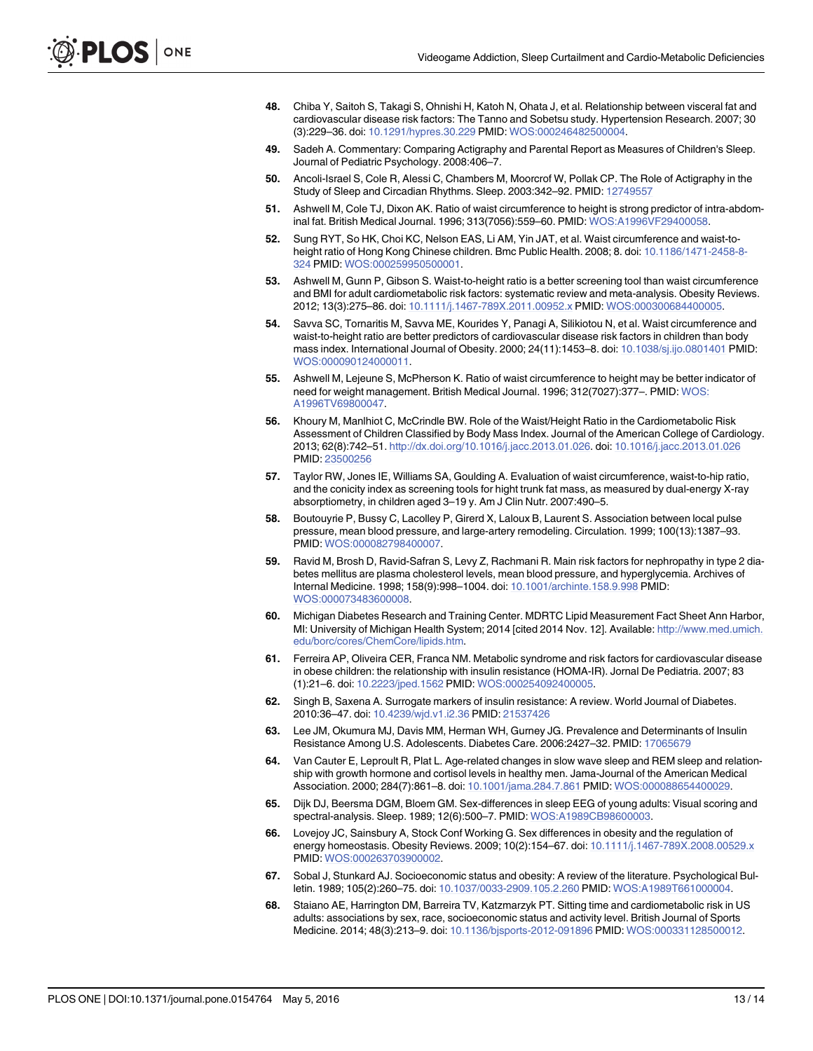48. Chiba Y, Saitoh S, Takagi S, Ohnishi H, Katoh N, Ohata J, et al. Relationship between visceral fat and cardiovascular disease risk factors: The Tanno and Sobetsu study. Hypertension Research. 2007; 30 (3):229–36. doi: 10.1291/hypres.30.229 PMID: WOS:000246482500004.

49. Sadeh A. Commentary: Comparing Actigraphy and Parental Report as Measures of Children's Sleep. Journal of Pediatric Psychology. 2008:406–7.

50. Ancoli-Israel S, Cole R, Alessi C, Chambers M, Moorcrof W, Pollak CP. The Role of Actigraphy in the Study of Sleep and Circadian Rhythms. Sleep. 2003:342–92. PMID: 12749557

51. Ashwell M, Cole TJ, Dixon AK. Ratio of waist circumference to height is strong predictor of intra-abdominal fat. British Medical Journal. 1996; 313(7056):559–60. PMID: WOS:A1996VF29400058.

52. Sung RYT, So HK, Choi KC, Nelson EAS, Li AM, Yin JAT, et al. Waist circumference and waist-to-height ratio of Hong Kong Chinese children. Bmc Public Health. 2008; 8. doi: 10.1186/1471-2458-8-324 PMID: WOS:000259950500001.

53. Ashwell M, Gunn P, Gibson S. Waist-to-height ratio is a better screening tool than waist circumference and BMI for adult cardiometabolic risk factors: systematic review and meta-analysis. Obesity Reviews. 2012; 13(3):275–86. doi: 10.1111/j.1467-789X.2011.00952.x PMID: WOS:000300684400005.

54. Savva SC, Tornaritis M, Savva ME, Kourides Y, Panagi A, Silikiotou N, et al. Waist circumference and waist-to-height ratio are better predictors of cardiovascular disease risk factors in children than body mass index. International Journal of Obesity. 2000; 24(11):1453–8. doi: 10.1038/sj.ijo.0801401 PMID: WOS:000090124000011.

55. Ashwell M, Lejeune S, McPherson K. Ratio of waist circumference to height may be better indicator of need for weight management. British Medical Journal. 1996; 312(7027):377–. PMID: WOS:A1996TV69800047.

56. Khoury M, Manlhiot C, McCrindle BW. Role of the Waist/Height Ratio in the Cardiometabolic Risk Assessment of Children Classified by Body Mass Index. Journal of the American College of Cardiology. 2013; 62(8):742–51. http://dx.doi.org/10.1016/j.jacc.2013.01.026. doi: 10.1016/j.jacc.2013.01.026 PMID: 23500256

57. Taylor RW, Jones IE, Williams SA, Goulding A. Evaluation of waist circumference, waist-to-hip ratio, and the conicity index as screening tools for hight trunk fat mass, as measured by dual-energy X-ray absorptiometry, in children aged 3–19 y. Am J Clin Nutr. 2007:490–5.

58. Boutouyrie P, Bussy C, Lacolley P, Girerd X, Laloux B, Laurent S. Association between local pulse pressure, mean blood pressure, and large-artery remodeling. Circulation. 1999; 100(13):1387–93. PMID: WOS:000082798400007.

59. Ravid M, Brosh D, Ravid-Safran S, Levy Z, Rachmani R. Main risk factors for nephropathy in type 2 diabetes mellitus are plasma cholesterol levels, mean blood pressure, and hyperglycemia. Archives of Internal Medicine. 1998; 158(9):998–1004. doi: 10.1001/archinte.158.9.998 PMID: WOS:000073483600008.

60. Michigan Diabetes Research and Training Center. MDRTC Lipid Measurement Fact Sheet Ann Harbor, MI: University of Michigan Health System; 2014 [cited 2014 Nov. 12]. Available: http://www.med.umich.edu/borc/cores/ChemCore/lipids.htm.

61. Ferreira AP, Oliveira CER, Franca NM. Metabolic syndrome and risk factors for cardiovascular disease in obese children: the relationship with insulin resistance (HOMA-IR). Jornal De Pediatria. 2007; 83 (1):21–6. doi: 10.2223/jped.1562 PMID: WOS:000254092400005.

62. Singh B, Saxena A. Surrogate markers of insulin resistance: A review. World Journal of Diabetes. 2010:36–47. doi: 10.4239/wjd.v1.i2.36 PMID: 21537426

63. Lee JM, Okumura MJ, Davis MM, Herman WH, Gurney JG. Prevalence and Determinants of Insulin Resistance Among U.S. Adolescents. Diabetes Care. 2006:2427–32. PMID: 17065679

64. Van Cauter E, Leproult R, Plat L. Age-related changes in slow wave sleep and REM sleep and relationship with growth hormone and cortisol levels in healthy men. Jama-Journal of the American Medical Association. 2000; 284(7):861–8. doi: 10.1001/jama.284.7.861 PMID: WOS:000088654400029.

65. Dijk DJ, Beersma DGM, Bloem GM. Sex-differences in sleep EEG of young adults: Visual scoring and spectral-analysis. Sleep. 1989; 12(6):500–7. PMID: WOS:A1989CB98600003.

66. Lovejoy JC, Sainsbury A, Stock Conf Working G. Sex differences in obesity and the regulation of energy homeostasis. Obesity Reviews. 2009; 10(2):154–67. doi: 10.1111/j.1467-789X.2008.00529.x PMID: WOS:000263703900002.

67. Sobal J, Stunkard AJ. Socioeconomic status and obesity: A review of the literature. Psychological Bulletin. 1989; 105(2):260–75. doi: 10.1037/0033-2909.105.2.260 PMID: WOS:A1989T661000004.

68. Staiano AE, Harrington DM, Barreira TV, Katzmarzyk PT. Sitting time and cardiometabolic risk in US adults: associations by sex, race, socioeconomic status and activity level. British Journal of Sports Medicine. 2014; 48(3):213–9. doi: 10.1136/bjsports-2012-091896 PMID: WOS:000331128500012.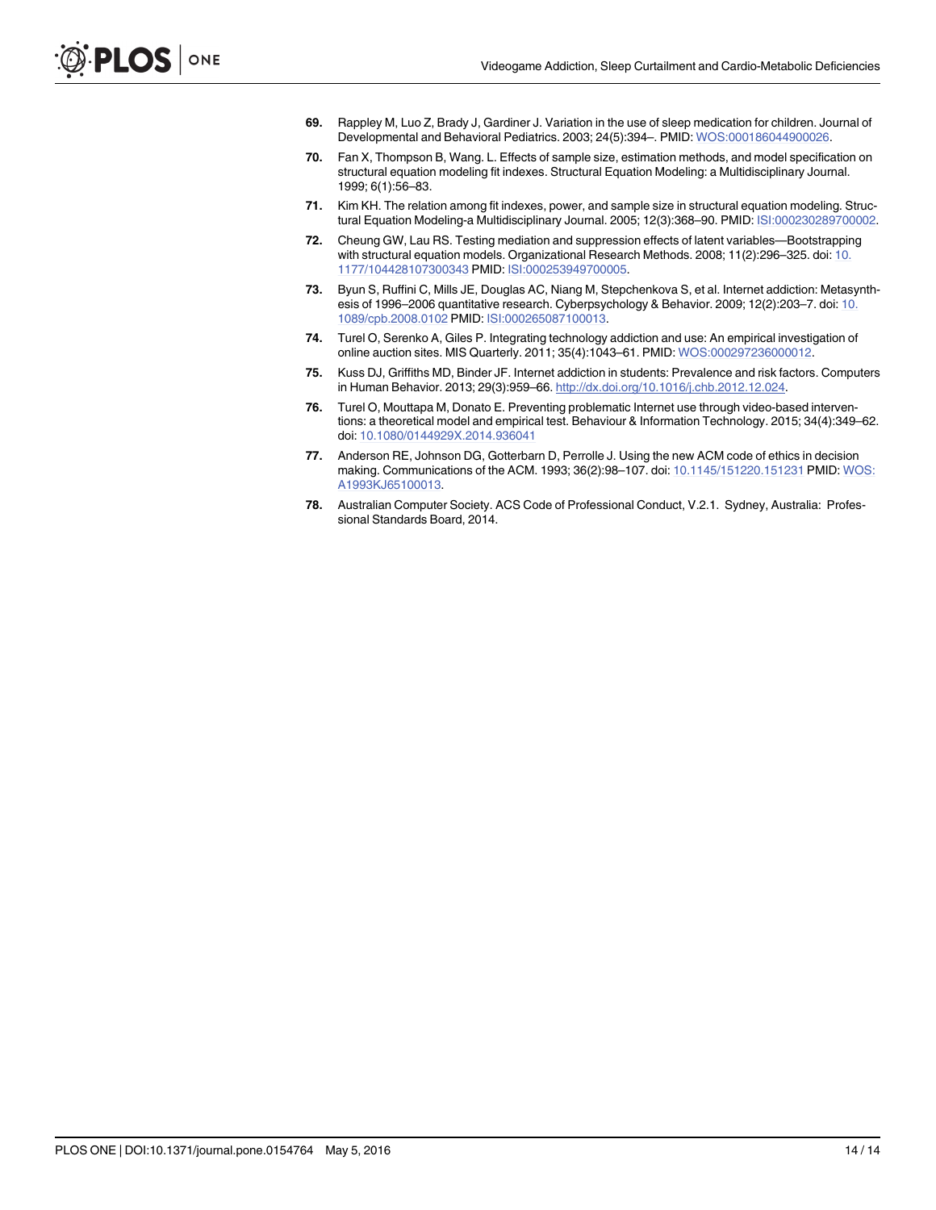69. Rappley M, Luo Z, Brady J, Gardiner J. Variation in the use of sleep medication for children. Journal of Developmental and Behavioral Pediatrics. 2003; 24(5):394–. PMID: WOS:000186044900026.
70. Fan X, Thompson B, Wang. L. Effects of sample size, estimation methods, and model specification on structural equation modeling fit indexes. Structural Equation Modeling: a Multidisciplinary Journal. 1999; 6(1):56–83.
71. Kim KH. The relation among fit indexes, power, and sample size in structural equation modeling. Structural Equation Modeling-a Multidisciplinary Journal. 2005; 12(3):368–90. PMID: ISI:000230289700002.
72. Cheung GW, Lau RS. Testing mediation and suppression effects of latent variables—Bootstrapping with structural equation models. Organizational Research Methods. 2008; 11(2):296–325. doi: 10.1177/104428107300343 PMID: ISI:000253949700005.
73. Byun S, Ruffini C, Mills JE, Douglas AC, Niang M, Stepchenkova S, et al. Internet addiction: Metasynthesis of 1996–2006 quantitative research. Cyberpsychology & Behavior. 2009; 12(2):203–7. doi: 10.1089/cpb.2008.0102 PMID: ISI:000265087100013.
74. Turel O, Serenko A, Giles P. Integrating technology addiction and use: An empirical investigation of online auction sites. MIS Quarterly. 2011; 35(4):1043–61. PMID: WOS:000297236000012.
75. Kuss DJ, Griffiths MD, Binder JF. Internet addiction in students: Prevalence and risk factors. Computers in Human Behavior. 2013; 29(3):959–66. http://dx.doi.org/10.1016/j.chb.2012.12.024.
76. Turel O, Mouttapa M, Donato E. Preventing problematic Internet use through video-based interventions: a theoretical model and empirical test. Behaviour & Information Technology. 2015; 34(4):349–62. doi: 10.1080/0144929X.2014.936041
77. Anderson RE, Johnson DG, Gotterbarn D, Perrolle J. Using the new ACM code of ethics in decision making. Communications of the ACM. 1993; 36(2):98–107. doi: 10.1145/151220.151231 PMID: WOS:A1993KJ65100013.
78. Australian Computer Society. ACS Code of Professional Conduct, V.2.1. Sydney, Australia: Professional Standards Board, 2014.